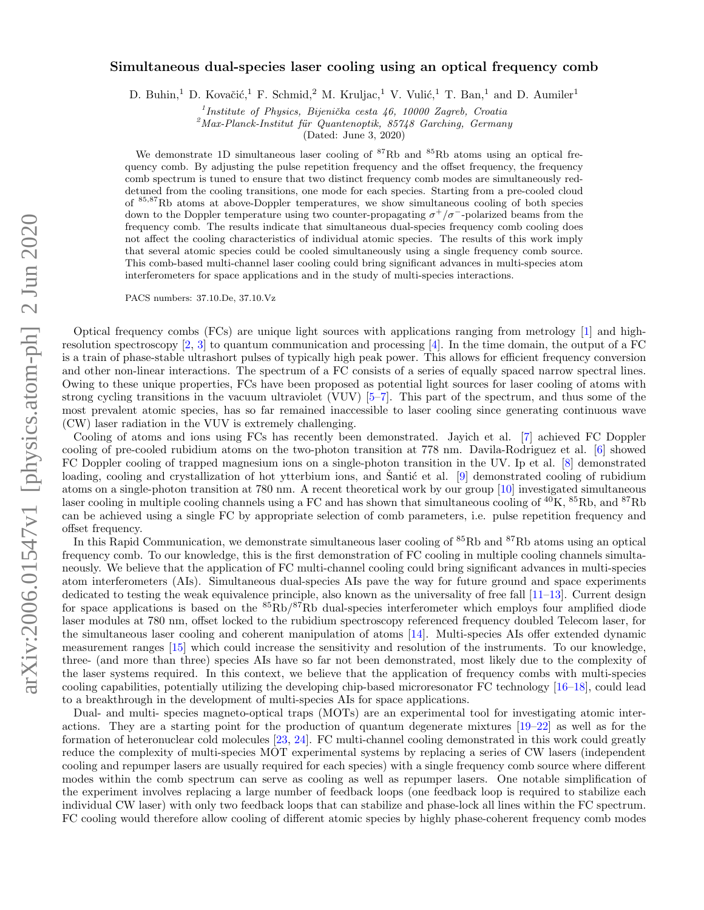# Simultaneous dual-species laser cooling using an optical frequency comb

D. Buhin,[1] D. Kovačić,[1] F. Schmid,[2] M. Kruljac,[1] V. Vulić,[1] T. Ban,[1] and D. Aumiler[1]

[1] *Institute of Physics, Bijenička cesta 46, 10000 Zagreb, Croatia*
[2] *Max-Planck-Institut für Quantenoptik, 85748 Garching, Germany*

(Dated: June 3, 2020)

We demonstrate 1D simultaneous laser cooling of $^{87}$Rb and $^{85}$Rb atoms using an optical frequency comb. By adjusting the pulse repetition frequency and the offset frequency, the frequency comb spectrum is tuned to ensure that two distinct frequency comb modes are simultaneously red-detuned from the cooling transitions, one mode for each species. Starting from a pre-cooled cloud of $^{85,87}$Rb atoms at above-Doppler temperatures, we show simultaneous cooling of both species down to the Doppler temperature using two counter-propagating $\sigma^+/\sigma^-$-polarized beams from the frequency comb. The results indicate that simultaneous dual-species frequency comb cooling does not affect the cooling characteristics of individual atomic species. The results of this work imply that several atomic species could be cooled simultaneously using a single frequency comb source. This comb-based multi-channel laser cooling could bring significant advances in multi-species atom interferometers for space applications and in the study of multi-species interactions.

PACS numbers: 37.10.De, 37.10.Vz

Optical frequency combs (FCs) are unique light sources with applications ranging from metrology [1] and high-resolution spectroscopy [2, 3] to quantum communication and processing [4]. In the time domain, the output of a FC is a train of phase-stable ultrashort pulses of typically high peak power. This allows for efficient frequency conversion and other non-linear interactions. The spectrum of a FC consists of a series of equally spaced narrow spectral lines. Owing to these unique properties, FCs have been proposed as potential light sources for laser cooling of atoms with strong cycling transitions in the vacuum ultraviolet (VUV) [5–7]. This part of the spectrum, and thus some of the most prevalent atomic species, has so far remained inaccessible to laser cooling since generating continuous wave (CW) laser radiation in the VUV is extremely challenging.

Cooling of atoms and ions using FCs has recently been demonstrated. Jayich et al. [7] achieved FC Doppler cooling of pre-cooled rubidium atoms on the two-photon transition at 778 nm. Davila-Rodriguez et al. [6] showed FC Doppler cooling of trapped magnesium ions on a single-photon transition in the UV. Ip et al. [8] demonstrated loading, cooling and crystallization of hot ytterbium ions, and Šantić et al. [9] demonstrated cooling of rubidium atoms on a single-photon transition at 780 nm. A recent theoretical work by our group [10] investigated simultaneous laser cooling in multiple cooling channels using a FC and has shown that simultaneous cooling of $^{40}$K, $^{85}$Rb, and $^{87}$Rb can be achieved using a single FC by appropriate selection of comb parameters, i.e. pulse repetition frequency and offset frequency.

In this Rapid Communication, we demonstrate simultaneous laser cooling of $^{85}$Rb and $^{87}$Rb atoms using an optical frequency comb. To our knowledge, this is the first demonstration of FC cooling in multiple cooling channels simultaneously. We believe that the application of FC multi-channel cooling could bring significant advances in multi-species atom interferometers (AIs). Simultaneous dual-species AIs pave the way for future ground and space experiments dedicated to testing the weak equivalence principle, also known as the universality of free fall [11–13]. Current design for space applications is based on the $^{85}$Rb/$^{87}$Rb dual-species interferometer which employs four amplified diode laser modules at 780 nm, offset locked to the rubidium spectroscopy referenced frequency doubled Telecom laser, for the simultaneous laser cooling and coherent manipulation of atoms [14]. Multi-species AIs offer extended dynamic measurement ranges [15] which could increase the sensitivity and resolution of the instruments. To our knowledge, three- (and more than three) species AIs have so far not been demonstrated, most likely due to the complexity of the laser systems required. In this context, we believe that the application of frequency combs with multi-species cooling capabilities, potentially utilizing the developing chip-based microresonator FC technology [16–18], could lead to a breakthrough in the development of multi-species AIs for space applications.

Dual- and multi- species magneto-optical traps (MOTs) are an experimental tool for investigating atomic interactions. They are a starting point for the production of quantum degenerate mixtures [19–22] as well as for the formation of heteronuclear cold molecules [23, 24]. FC multi-channel cooling demonstrated in this work could greatly reduce the complexity of multi-species MOT experimental systems by replacing a series of CW lasers (independent cooling and repumper lasers are usually required for each species) with a single frequency comb source where different modes within the comb spectrum can serve as cooling as well as repumper lasers. One notable simplification of the experiment involves replacing a large number of feedback loops (one feedback loop is required to stabilize each individual CW laser) with only two feedback loops that can stabilize and phase-lock all lines within the FC spectrum. FC cooling would therefore allow cooling of different atomic species by highly phase-coherent frequency comb modes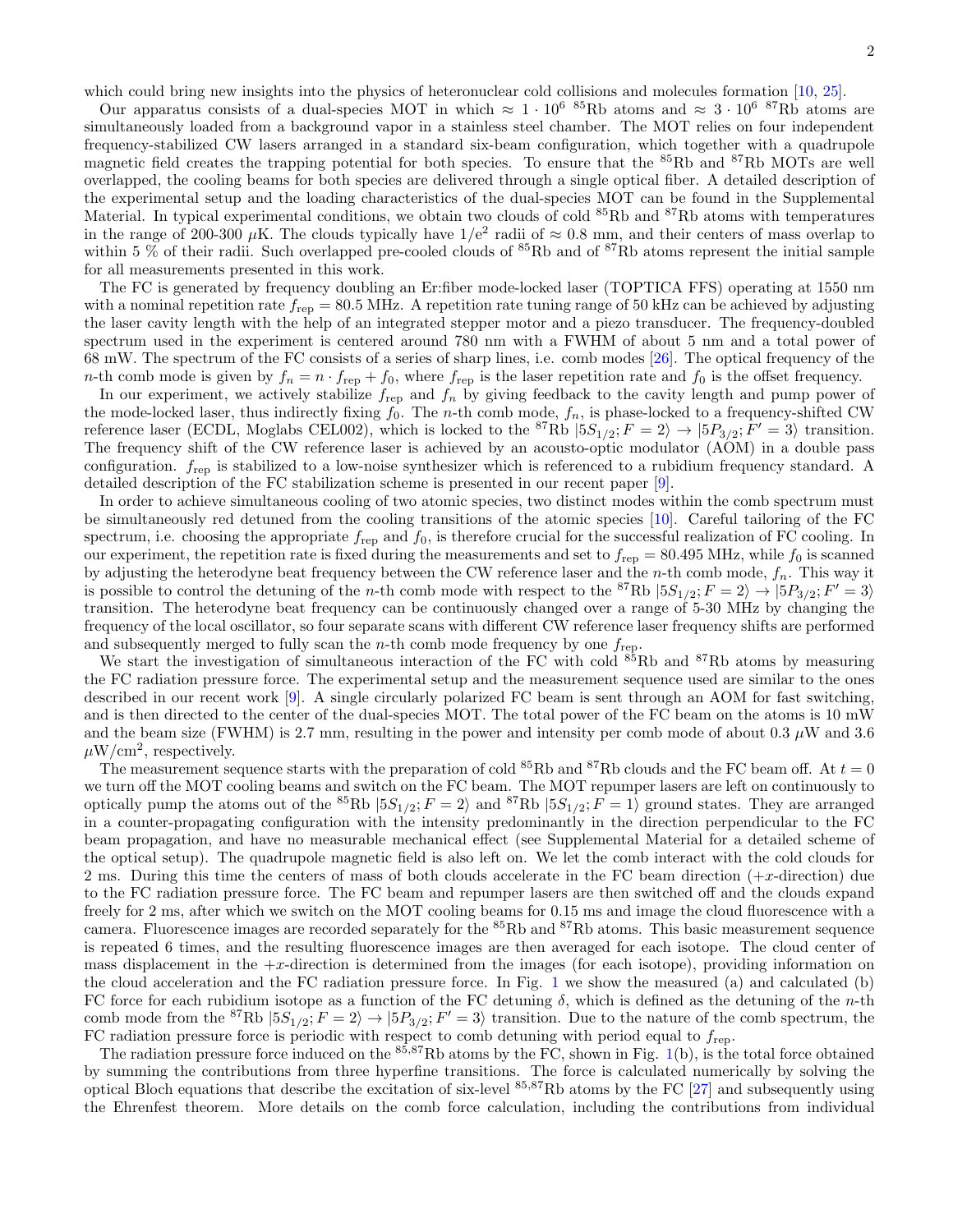which could bring new insights into the physics of heteronuclear cold collisions and molecules formation [10, 25].

Our apparatus consists of a dual-species MOT in which $\approx 1 \cdot 10^6$ $^{85}$Rb atoms and $\approx 3 \cdot 10^6$ $^{87}$Rb atoms are simultaneously loaded from a background vapor in a stainless steel chamber. The MOT relies on four independent frequency-stabilized CW lasers arranged in a standard six-beam configuration, which together with a quadrupole magnetic field creates the trapping potential for both species. To ensure that the $^{85}$Rb and $^{87}$Rb MOTs are well overlapped, the cooling beams for both species are delivered through a single optical fiber. A detailed description of the experimental setup and the loading characteristics of the dual-species MOT can be found in the Supplemental Material. In typical experimental conditions, we obtain two clouds of cold $^{85}$Rb and $^{87}$Rb atoms with temperatures in the range of 200-300 $\mu$K. The clouds typically have $1/\mathrm{e}^2$ radii of $\approx 0.8$ mm, and their centers of mass overlap to within 5 % of their radii. Such overlapped pre-cooled clouds of $^{85}$Rb and of $^{87}$Rb atoms represent the initial sample for all measurements presented in this work.

The FC is generated by frequency doubling an Er:fiber mode-locked laser (TOPTICA FFS) operating at 1550 nm with a nominal repetition rate $f_{\mathrm{rep}} = 80.5$ MHz. A repetition rate tuning range of 50 kHz can be achieved by adjusting the laser cavity length with the help of an integrated stepper motor and a piezo transducer. The frequency-doubled spectrum used in the experiment is centered around 780 nm with a FWHM of about 5 nm and a total power of 68 mW. The spectrum of the FC consists of a series of sharp lines, i.e. comb modes [26]. The optical frequency of the $n$-th comb mode is given by $f_n = n \cdot f_{\mathrm{rep}} + f_0$, where $f_{\mathrm{rep}}$ is the laser repetition rate and $f_0$ is the offset frequency.

In our experiment, we actively stabilize $f_{\mathrm{rep}}$ and $f_n$ by giving feedback to the cavity length and pump power of the mode-locked laser, thus indirectly fixing $f_0$. The $n$-th comb mode, $f_n$, is phase-locked to a frequency-shifted CW reference laser (ECDL, Moglabs CEL002), which is locked to the $^{87}$Rb $|5S_{1/2}; F = 2\rangle \rightarrow |5P_{3/2}; F' = 3\rangle$ transition. The frequency shift of the CW reference laser is achieved by an acousto-optic modulator (AOM) in a double pass configuration. $f_{\mathrm{rep}}$ is stabilized to a low-noise synthesizer which is referenced to a rubidium frequency standard. A detailed description of the FC stabilization scheme is presented in our recent paper [9].

In order to achieve simultaneous cooling of two atomic species, two distinct modes within the comb spectrum must be simultaneously red detuned from the cooling transitions of the atomic species [10]. Careful tailoring of the FC spectrum, i.e. choosing the appropriate $f_{\mathrm{rep}}$ and $f_0$, is therefore crucial for the successful realization of FC cooling. In our experiment, the repetition rate is fixed during the measurements and set to $f_{\mathrm{rep}} = 80.495$ MHz, while $f_0$ is scanned by adjusting the heterodyne beat frequency between the CW reference laser and the $n$-th comb mode, $f_n$. This way it is possible to control the detuning of the $n$-th comb mode with respect to the $^{87}$Rb $|5S_{1/2}; F = 2\rangle \rightarrow |5P_{3/2}; F' = 3\rangle$ transition. The heterodyne beat frequency can be continuously changed over a range of 5-30 MHz by changing the frequency of the local oscillator, so four separate scans with different CW reference laser frequency shifts are performed and subsequently merged to fully scan the $n$-th comb mode frequency by one $f_{\mathrm{rep}}$.

We start the investigation of simultaneous interaction of the FC with cold $^{85}$Rb and $^{87}$Rb atoms by measuring the FC radiation pressure force. The experimental setup and the measurement sequence used are similar to the ones described in our recent work [9]. A single circularly polarized FC beam is sent through an AOM for fast switching, and is then directed to the center of the dual-species MOT. The total power of the FC beam on the atoms is 10 mW and the beam size (FWHM) is 2.7 mm, resulting in the power and intensity per comb mode of about 0.3 $\mu$W and 3.6 $\mu$W/cm$^2$, respectively.

The measurement sequence starts with the preparation of cold $^{85}$Rb and $^{87}$Rb clouds and the FC beam off. At $t = 0$ we turn off the MOT cooling beams and switch on the FC beam. The MOT repumper lasers are left on continuously to optically pump the atoms out of the $^{85}$Rb $|5S_{1/2}; F = 2\rangle$ and $^{87}$Rb $|5S_{1/2}; F = 1\rangle$ ground states. They are arranged in a counter-propagating configuration with the intensity predominantly in the direction perpendicular to the FC beam propagation, and have no measurable mechanical effect (see Supplemental Material for a detailed scheme of the optical setup). The quadrupole magnetic field is also left on. We let the comb interact with the cold clouds for 2 ms. During this time the centers of mass of both clouds accelerate in the FC beam direction ($+x$-direction) due to the FC radiation pressure force. The FC beam and repumper lasers are then switched off and the clouds expand freely for 2 ms, after which we switch on the MOT cooling beams for 0.15 ms and image the cloud fluorescence with a camera. Fluorescence images are recorded separately for the $^{85}$Rb and $^{87}$Rb atoms. This basic measurement sequence is repeated 6 times, and the resulting fluorescence images are then averaged for each isotope. The cloud center of mass displacement in the $+x$-direction is determined from the images (for each isotope), providing information on the cloud acceleration and the FC radiation pressure force. In Fig. 1 we show the measured (a) and calculated (b) FC force for each rubidium isotope as a function of the FC detuning $\delta$, which is defined as the detuning of the $n$-th comb mode from the $^{87}$Rb $|5S_{1/2}; F = 2\rangle \rightarrow |5P_{3/2}; F' = 3\rangle$ transition. Due to the nature of the comb spectrum, the FC radiation pressure force is periodic with respect to comb detuning with period equal to $f_{\mathrm{rep}}$.

The radiation pressure force induced on the $^{85,87}$Rb atoms by the FC, shown in Fig. 1(b), is the total force obtained by summing the contributions from three hyperfine transitions. The force is calculated numerically by solving the optical Bloch equations that describe the excitation of six-level $^{85,87}$Rb atoms by the FC [27] and subsequently using the Ehrenfest theorem. More details on the comb force calculation, including the contributions from individual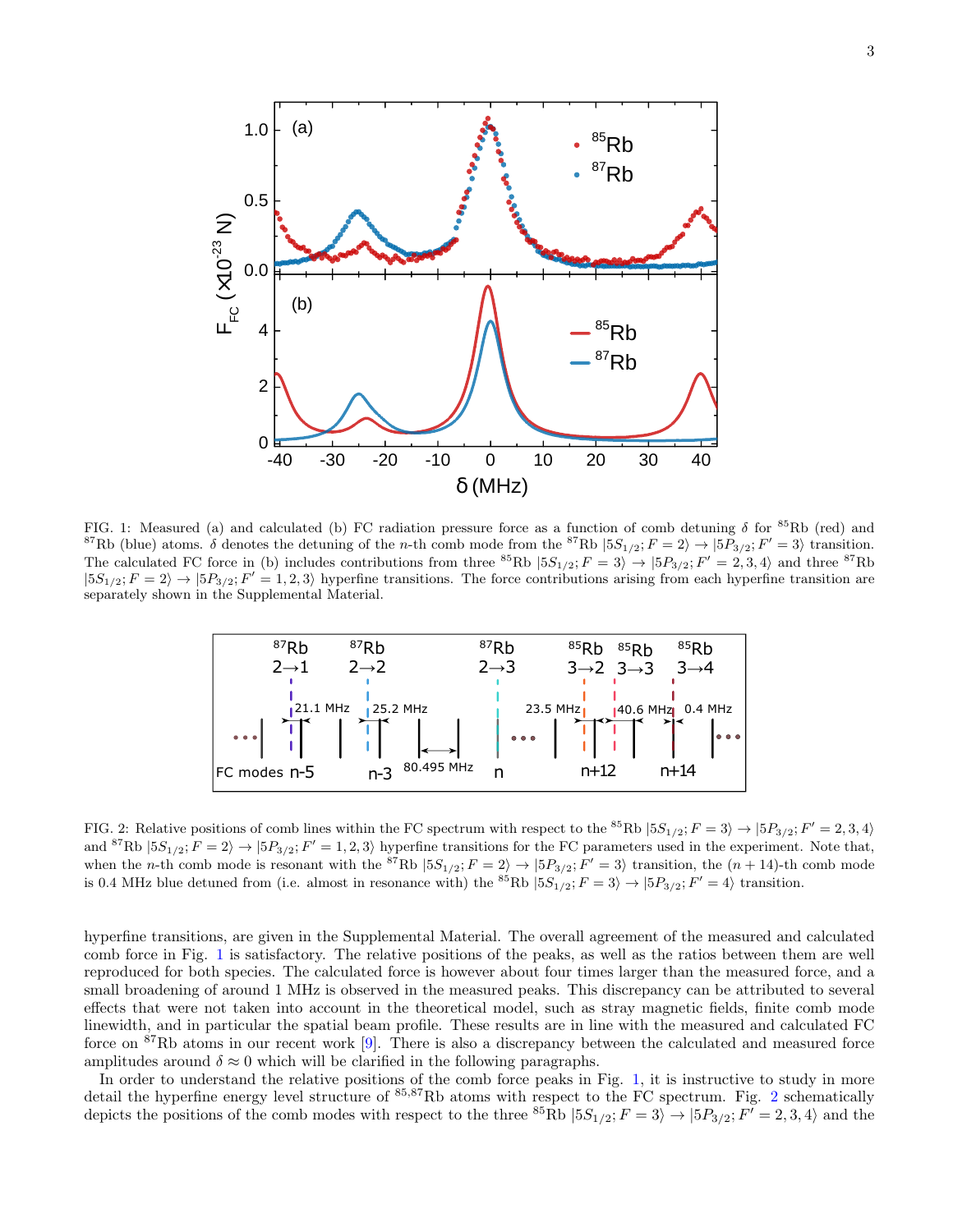FIG. 1: Measured (a) and calculated (b) FC radiation pressure force as a function of comb detuning $\delta$ for $^{85}$Rb (red) and $^{87}$Rb (blue) atoms. $\delta$ denotes the detuning of the $n$-th comb mode from the $^{87}$Rb $|5S_{1/2}; F = 2\rangle \rightarrow |5P_{3/2}; F' = 3\rangle$ transition. The calculated FC force in (b) includes contributions from three $^{85}$Rb $|5S_{1/2}; F = 3\rangle \rightarrow |5P_{3/2}; F' = 2, 3, 4\rangle$ and three $^{87}$Rb $|5S_{1/2}; F = 2\rangle \rightarrow |5P_{3/2}; F' = 1, 2, 3\rangle$ hyperfine transitions. The force contributions arising from each hyperfine transition are separately shown in the Supplemental Material.

FIG. 2: Relative positions of comb lines within the FC spectrum with respect to the $^{85}$Rb $|5S_{1/2}; F = 3\rangle \rightarrow |5P_{3/2}; F' = 2, 3, 4\rangle$ and $^{87}$Rb $|5S_{1/2}; F = 2\rangle \rightarrow |5P_{3/2}; F' = 1, 2, 3\rangle$ hyperfine transitions for the FC parameters used in the experiment. Note that, when the $n$-th comb mode is resonant with the $^{87}$Rb $|5S_{1/2}; F = 2\rangle \rightarrow |5P_{3/2}; F' = 3\rangle$ transition, the $(n + 14)$-th comb mode is 0.4 MHz blue detuned from (i.e. almost in resonance with) the $^{85}$Rb $|5S_{1/2}; F = 3\rangle \rightarrow |5P_{3/2}; F' = 4\rangle$ transition.

hyperfine transitions, are given in the Supplemental Material. The overall agreement of the measured and calculated comb force in Fig. 1 is satisfactory. The relative positions of the peaks, as well as the ratios between them are well reproduced for both species. The calculated force is however about four times larger than the measured force, and a small broadening of around 1 MHz is observed in the measured peaks. This discrepancy can be attributed to several effects that were not taken into account in the theoretical model, such as stray magnetic fields, finite comb mode linewidth, and in particular the spatial beam profile. These results are in line with the measured and calculated FC force on $^{87}$Rb atoms in our recent work [9]. There is also a discrepancy between the calculated and measured force amplitudes around $\delta \approx 0$ which will be clarified in the following paragraphs.

In order to understand the relative positions of the comb force peaks in Fig. 1, it is instructive to study in more detail the hyperfine energy level structure of $^{85,87}$Rb atoms with respect to the FC spectrum. Fig. 2 schematically depicts the positions of the comb modes with respect to the three $^{85}$Rb $|5S_{1/2}; F = 3\rangle \rightarrow |5P_{3/2}; F' = 2, 3, 4\rangle$ and the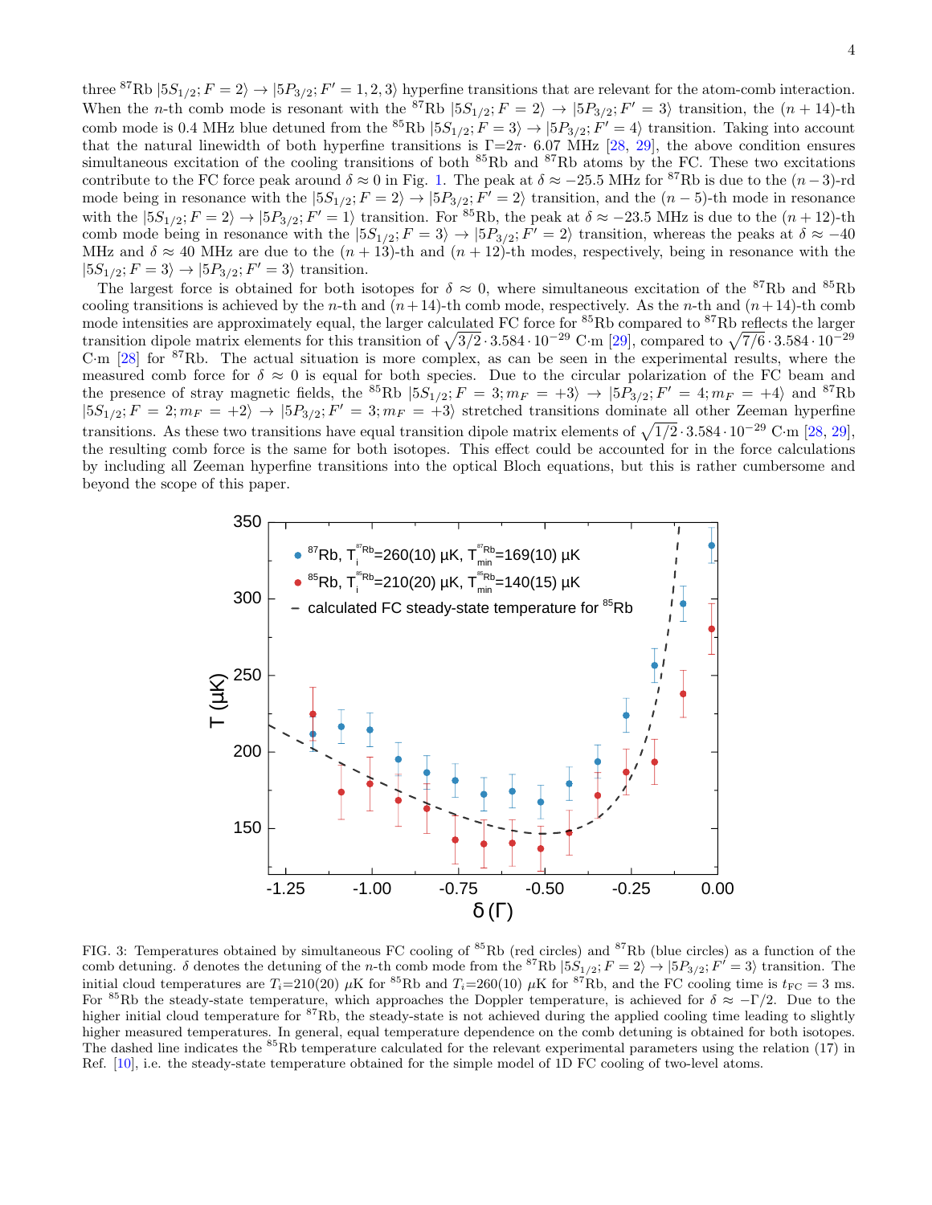three $^{87}$Rb $|5S_{1/2}; F=2\rangle \rightarrow |5P_{3/2}; F'=1,2,3\rangle$ hyperfine transitions that are relevant for the atom-comb interaction. When the $n$-th comb mode is resonant with the $^{87}$Rb $|5S_{1/2}; F=2\rangle \rightarrow |5P_{3/2}; F'=3\rangle$ transition, the $(n+14)$-th comb mode is 0.4 MHz blue detuned from the $^{85}$Rb $|5S_{1/2}; F=3\rangle \rightarrow |5P_{3/2}; F'=4\rangle$ transition. Taking into account that the natural linewidth of both hyperfine transitions is $\Gamma = 2\pi \cdot$ 6.07 MHz [28, 29], the above condition ensures simultaneous excitation of the cooling transitions of both $^{85}$Rb and $^{87}$Rb atoms by the FC. These two excitations contribute to the FC force peak around $\delta \approx 0$ in Fig. 1. The peak at $\delta \approx -25.5$ MHz for $^{87}$Rb is due to the $(n-3)$-rd mode being in resonance with the $|5S_{1/2}; F=2\rangle \rightarrow |5P_{3/2}; F'=2\rangle$ transition, and the $(n-5)$-th mode in resonance with the $|5S_{1/2}; F=2\rangle \rightarrow |5P_{3/2}; F'=1\rangle$ transition. For $^{85}$Rb, the peak at $\delta \approx -23.5$ MHz is due to the $(n+12)$-th comb mode being in resonance with the $|5S_{1/2}; F=3\rangle \rightarrow |5P_{3/2}; F'=2\rangle$ transition, whereas the peaks at $\delta \approx -40$ MHz and $\delta \approx 40$ MHz are due to the $(n+13)$-th and $(n+12)$-th modes, respectively, being in resonance with the $|5S_{1/2}; F=3\rangle \rightarrow |5P_{3/2}; F'=3\rangle$ transition.

The largest force is obtained for both isotopes for $\delta \approx 0$, where simultaneous excitation of the $^{87}$Rb and $^{85}$Rb cooling transitions is achieved by the $n$-th and $(n+14)$-th comb mode, respectively. As the $n$-th and $(n+14)$-th comb mode intensities are approximately equal, the larger calculated FC force for $^{85}$Rb compared to $^{87}$Rb reflects the larger transition dipole matrix elements for this transition of $\sqrt{3/2} \cdot 3.584 \cdot 10^{-29}$ C·m [29], compared to $\sqrt{7/6} \cdot 3.584 \cdot 10^{-29}$ C·m [28] for $^{87}$Rb. The actual situation is more complex, as can be seen in the experimental results, where the measured comb force for $\delta \approx 0$ is equal for both species. Due to the circular polarization of the FC beam and the presence of stray magnetic fields, the $^{85}$Rb $|5S_{1/2}; F=3; m_F=+3\rangle \rightarrow |5P_{3/2}; F'=4; m_F=+4\rangle$ and $^{87}$Rb $|5S_{1/2}; F=2; m_F=+2\rangle \rightarrow |5P_{3/2}; F'=3; m_F=+3\rangle$ stretched transitions dominate all other Zeeman hyperfine transitions. As these two transitions have equal transition dipole matrix elements of $\sqrt{1/2} \cdot 3.584 \cdot 10^{-29}$ C·m [28, 29], the resulting comb force is the same for both isotopes. This effect could be accounted for in the force calculations by including all Zeeman hyperfine transitions into the optical Bloch equations, but this is rather cumbersome and beyond the scope of this paper.

FIG. 3: Temperatures obtained by simultaneous FC cooling of $^{85}$Rb (red circles) and $^{87}$Rb (blue circles) as a function of the comb detuning. $\delta$ denotes the detuning of the $n$-th comb mode from the $^{87}$Rb $|5S_{1/2}; F=2\rangle \rightarrow |5P_{3/2}; F'=3\rangle$ transition. The initial cloud temperatures are $T_i$=210(20) $\mu$K for $^{85}$Rb and $T_i$=260(10) $\mu$K for $^{87}$Rb, and the FC cooling time is $t_{FC}=3$ ms. For $^{85}$Rb the steady-state temperature, which approaches the Doppler temperature, is achieved for $\delta \approx -\Gamma/2$. Due to the higher initial cloud temperature for $^{87}$Rb, the steady-state is not achieved during the applied cooling time leading to slightly higher measured temperatures. In general, equal temperature dependence on the comb detuning is obtained for both isotopes. The dashed line indicates the $^{85}$Rb temperature calculated for the relevant experimental parameters using the relation (17) in Ref. [10], i.e. the steady-state temperature obtained for the simple model of 1D FC cooling of two-level atoms.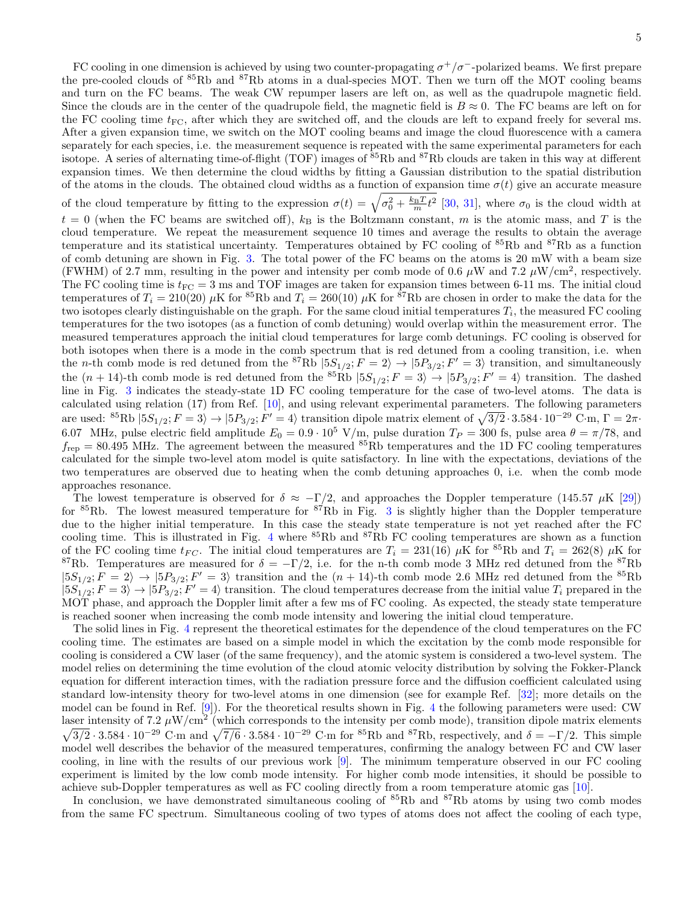FC cooling in one dimension is achieved by using two counter-propagating $\sigma^+/\sigma^-$-polarized beams. We first prepare the pre-cooled clouds of $^{85}$Rb and $^{87}$Rb atoms in a dual-species MOT. Then we turn off the MOT cooling beams and turn on the FC beams. The weak CW repumper lasers are left on, as well as the quadrupole magnetic field. Since the clouds are in the center of the quadrupole field, the magnetic field is $B \approx 0$. The FC beams are left on for the FC cooling time $t_{\mathrm{FC}}$, after which they are switched off, and the clouds are left to expand freely for several ms. After a given expansion time, we switch on the MOT cooling beams and image the cloud fluorescence with a camera separately for each species, i.e. the measurement sequence is repeated with the same experimental parameters for each isotope. A series of alternating time-of-flight (TOF) images of $^{85}$Rb and $^{87}$Rb clouds are taken in this way at different expansion times. We then determine the cloud widths by fitting a Gaussian distribution to the spatial distribution of the atoms in the clouds. The obtained cloud widths as a function of expansion time $\sigma(t)$ give an accurate measure of the cloud temperature by fitting to the expression $\sigma(t) = \sqrt{\sigma_0^2 + \frac{k_{\mathrm{B}}T}{m}t^2}$ [30, 31], where $\sigma_0$ is the cloud width at $t = 0$ (when the FC beams are switched off), $k_{\mathrm{B}}$ is the Boltzmann constant, $m$ is the atomic mass, and $T$ is the cloud temperature. We repeat the measurement sequence 10 times and average the results to obtain the average temperature and its statistical uncertainty. Temperatures obtained by FC cooling of $^{85}$Rb and $^{87}$Rb as a function of comb detuning are shown in Fig. 3. The total power of the FC beams on the atoms is 20 mW with a beam size (FWHM) of 2.7 mm, resulting in the power and intensity per comb mode of 0.6 $\mu$W and 7.2 $\mu$W/cm$^2$, respectively. The FC cooling time is $t_{\mathrm{FC}} = 3$ ms and TOF images are taken for expansion times between 6-11 ms. The initial cloud temperatures of $T_i = 210(20)$ $\mu$K for $^{85}$Rb and $T_i = 260(10)$ $\mu$K for $^{87}$Rb are chosen in order to make the data for the two isotopes clearly distinguishable on the graph. For the same cloud initial temperatures $T_i$, the measured FC cooling temperatures for the two isotopes (as a function of comb detuning) would overlap within the measurement error. The measured temperatures approach the initial cloud temperatures for large comb detunings. FC cooling is observed for both isotopes when there is a mode in the comb spectrum that is red detuned from a cooling transition, i.e. when the $n$-th comb mode is red detuned from the $^{87}$Rb $|5S_{1/2}; F = 2\rangle \to |5P_{3/2}; F' = 3\rangle$ transition, and simultaneously the $(n + 14)$-th comb mode is red detuned from the $^{85}$Rb $|5S_{1/2}; F = 3\rangle \to |5P_{3/2}; F' = 4\rangle$ transition. The dashed line in Fig. 3 indicates the steady-state 1D FC cooling temperature for the case of two-level atoms. The data is calculated using relation (17) from Ref. [10], and using relevant experimental parameters. The following parameters are used: $^{85}$Rb $|5S_{1/2}; F = 3\rangle \to |5P_{3/2}; F' = 4\rangle$ transition dipole matrix element of $\sqrt{3/2} \cdot 3.584 \cdot 10^{-29}$ C·m, $\Gamma = 2\pi \cdot 6.07$ MHz, pulse electric field amplitude $E_0 = 0.9 \cdot 10^5$ V/m, pulse duration $T_P = 300$ fs, pulse area $\theta = \pi/78$, and $f_{\mathrm{rep}} = 80.495$ MHz. The agreement between the measured $^{85}$Rb temperatures and the 1D FC cooling temperatures calculated for the simple two-level atom model is quite satisfactory. In line with the expectations, deviations of the two temperatures are observed due to heating when the comb detuning approaches 0, i.e. when the comb mode approaches resonance.

The lowest temperature is observed for $\delta \approx -\Gamma/2$, and approaches the Doppler temperature (145.57 $\mu$K [29]) for $^{85}$Rb. The lowest measured temperature for $^{87}$Rb in Fig. 3 is slightly higher than the Doppler temperature due to the higher initial temperature. In this case the steady state temperature is not yet reached after the FC cooling time. This is illustrated in Fig. 4 where $^{85}$Rb and $^{87}$Rb FC cooling temperatures are shown as a function of the FC cooling time $t_{FC}$. The initial cloud temperatures are $T_i = 231(16)$ $\mu$K for $^{85}$Rb and $T_i = 262(8)$ $\mu$K for $^{87}$Rb. Temperatures are measured for $\delta = -\Gamma/2$, i.e. for the n-th comb mode 3 MHz red detuned from the $^{87}$Rb $|5S_{1/2}; F = 2\rangle \to |5P_{3/2}; F' = 3\rangle$ transition and the $(n + 14)$-th comb mode 2.6 MHz red detuned from the $^{85}$Rb $|5S_{1/2}; F = 3\rangle \to |5P_{3/2}; F' = 4\rangle$ transition. The cloud temperatures decrease from the initial value $T_i$ prepared in the MOT phase, and approach the Doppler limit after a few ms of FC cooling. As expected, the steady state temperature is reached sooner when increasing the comb mode intensity and lowering the initial cloud temperature.

The solid lines in Fig. 4 represent the theoretical estimates for the dependence of the cloud temperatures on the FC cooling time. The estimates are based on a simple model in which the excitation by the comb mode responsible for cooling is considered a CW laser (of the same frequency), and the atomic system is considered a two-level system. The model relies on determining the time evolution of the cloud atomic velocity distribution by solving the Fokker-Planck equation for different interaction times, with the radiation pressure force and the diffusion coefficient calculated using standard low-intensity theory for two-level atoms in one dimension (see for example Ref. [32]; more details on the model can be found in Ref. [9]). For the theoretical results shown in Fig. 4 the following parameters were used: CW laser intensity of 7.2 $\mu$W/cm$^2$ (which corresponds to the intensity per comb mode), transition dipole matrix elements $\sqrt{3/2} \cdot 3.584 \cdot 10^{-29}$ C·m and $\sqrt{7/6} \cdot 3.584 \cdot 10^{-29}$ C·m for $^{85}$Rb and $^{87}$Rb, respectively, and $\delta = -\Gamma/2$. This simple model well describes the behavior of the measured temperatures, confirming the analogy between FC and CW laser cooling, in line with the results of our previous work [9]. The minimum temperature observed in our FC cooling experiment is limited by the low comb mode intensity. For higher comb mode intensities, it should be possible to achieve sub-Doppler temperatures as well as FC cooling directly from a room temperature atomic gas [10].

In conclusion, we have demonstrated simultaneous cooling of $^{85}$Rb and $^{87}$Rb atoms by using two comb modes from the same FC spectrum. Simultaneous cooling of two types of atoms does not affect the cooling of each type,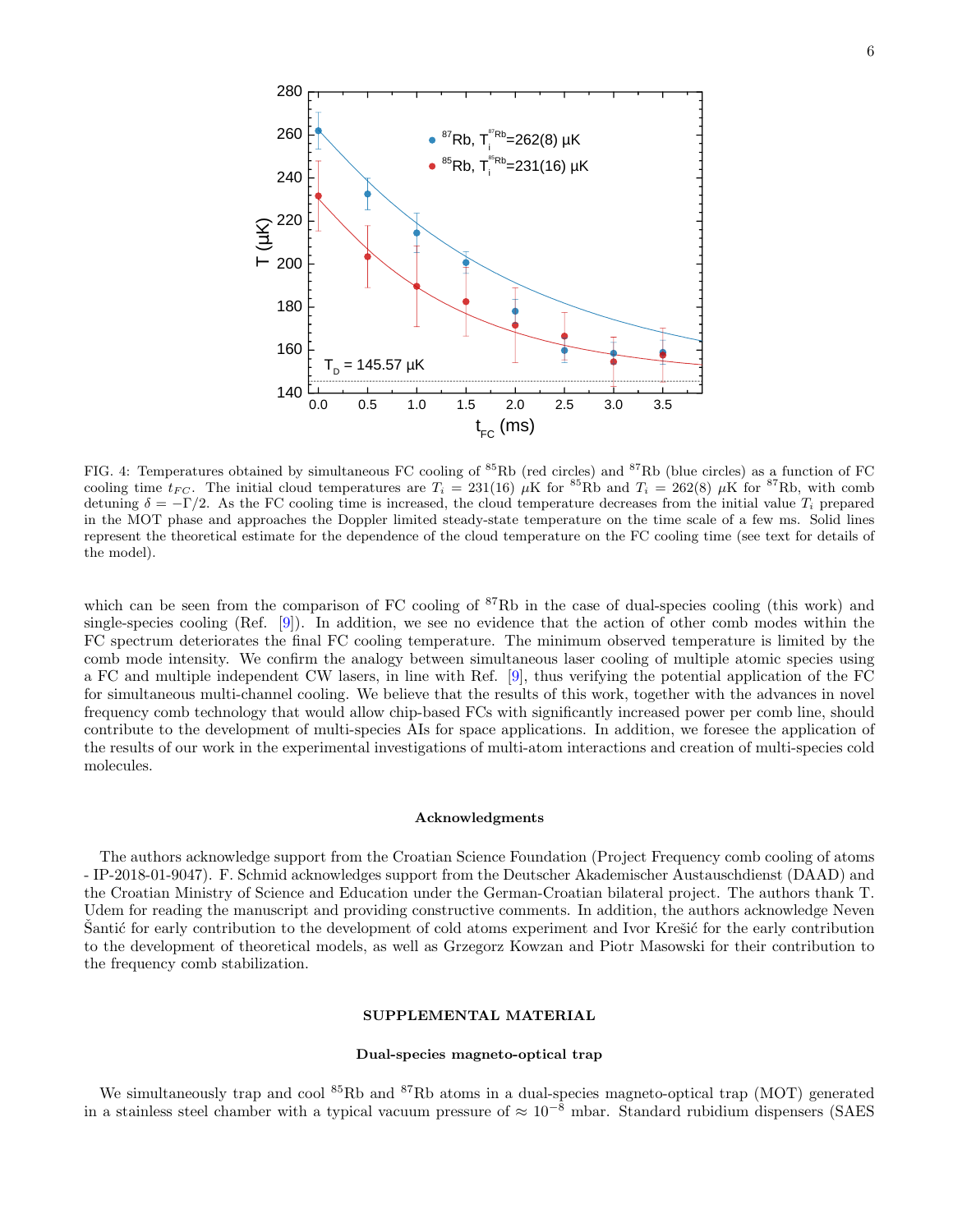FIG. 4: Temperatures obtained by simultaneous FC cooling of $^{85}$Rb (red circles) and $^{87}$Rb (blue circles) as a function of FC cooling time $t_{FC}$. The initial cloud temperatures are $T_i$ = 231(16) $\mu$K for $^{85}$Rb and $T_i$ = 262(8) $\mu$K for $^{87}$Rb, with comb detuning $\delta = -\Gamma/2$. As the FC cooling time is increased, the cloud temperature decreases from the initial value $T_i$ prepared in the MOT phase and approaches the Doppler limited steady-state temperature on the time scale of a few ms. Solid lines represent the theoretical estimate for the dependence of the cloud temperature on the FC cooling time (see text for details of the model).

which can be seen from the comparison of FC cooling of $^{87}$Rb in the case of dual-species cooling (this work) and single-species cooling (Ref. [9]). In addition, we see no evidence that the action of other comb modes within the FC spectrum deteriorates the final FC cooling temperature. The minimum observed temperature is limited by the comb mode intensity. We confirm the analogy between simultaneous laser cooling of multiple atomic species using a FC and multiple independent CW lasers, in line with Ref. [9], thus verifying the potential application of the FC for simultaneous multi-channel cooling. We believe that the results of this work, together with the advances in novel frequency comb technology that would allow chip-based FCs with significantly increased power per comb line, should contribute to the development of multi-species AIs for space applications. In addition, we foresee the application of the results of our work in the experimental investigations of multi-atom interactions and creation of multi-species cold molecules.

### Acknowledgments

The authors acknowledge support from the Croatian Science Foundation (Project Frequency comb cooling of atoms - IP-2018-01-9047). F. Schmid acknowledges support from the Deutscher Akademischer Austauschdienst (DAAD) and the Croatian Ministry of Science and Education under the German-Croatian bilateral project. The authors thank T. Udem for reading the manuscript and providing constructive comments. In addition, the authors acknowledge Neven Šantić for early contribution to the development of cold atoms experiment and Ivor Krešić for the early contribution to the development of theoretical models, as well as Grzegorz Kowzan and Piotr Masowski for their contribution to the frequency comb stabilization.

## SUPPLEMENTAL MATERIAL

### Dual-species magneto-optical trap

We simultaneously trap and cool $^{85}$Rb and $^{87}$Rb atoms in a dual-species magneto-optical trap (MOT) generated in a stainless steel chamber with a typical vacuum pressure of $\approx 10^{-8}$ mbar. Standard rubidium dispensers (SAES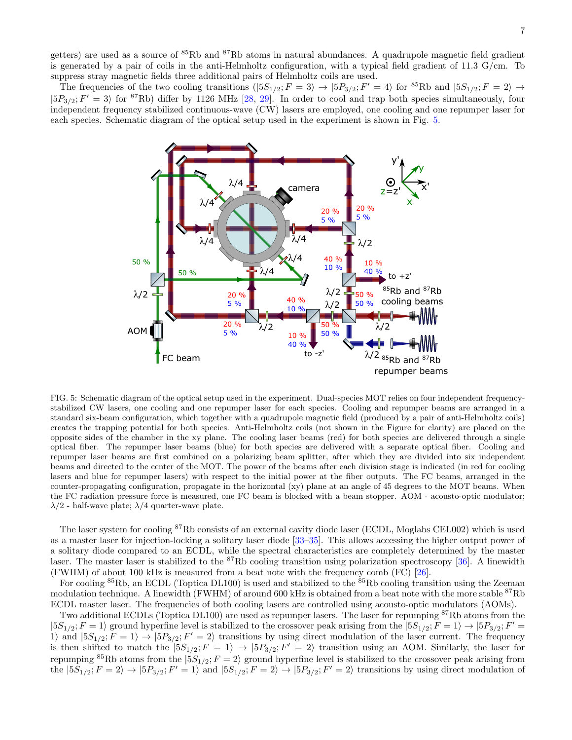getters) are used as a source of $^{85}$Rb and $^{87}$Rb atoms in natural abundances. A quadrupole magnetic field gradient is generated by a pair of coils in the anti-Helmholtz configuration, with a typical field gradient of 11.3 G/cm. To suppress stray magnetic fields three additional pairs of Helmholtz coils are used.

The frequencies of the two cooling transitions ($|5S_{1/2}; F = 3\rangle \rightarrow |5P_{3/2}; F' = 4\rangle$ for $^{85}$Rb and $|5S_{1/2}; F = 2\rangle \rightarrow |5P_{3/2}; F' = 3\rangle$ for $^{87}$Rb) differ by 1126 MHz [28, 29]. In order to cool and trap both species simultaneously, four independent frequency stabilized continuous-wave (CW) lasers are employed, one cooling and one repumper laser for each species. Schematic diagram of the optical setup used in the experiment is shown in Fig. 5.

FIG. 5: Schematic diagram of the optical setup used in the experiment. Dual-species MOT relies on four independent frequency-stabilized CW lasers, one cooling and one repumper laser for each species. Cooling and repumper beams are arranged in a standard six-beam configuration, which together with a quadrupole magnetic field (produced by a pair of anti-Helmholtz coils) creates the trapping potential for both species. Anti-Helmholtz coils (not shown in the Figure for clarity) are placed on the opposite sides of the chamber in the xy plane. The cooling laser beams (red) for both species are delivered through a single optical fiber. The repumper laser beams (blue) for both species are delivered with a separate optical fiber. Cooling and repumper laser beams are first combined on a polarizing beam splitter, after which they are divided into six independent beams and directed to the center of the MOT. The power of the beams after each division stage is indicated (in red for cooling lasers and blue for repumper lasers) with respect to the initial power at the fiber outputs. The FC beams, arranged in the counter-propagating configuration, propagate in the horizontal (xy) plane at an angle of 45 degrees to the MOT beams. When the FC radiation pressure force is measured, one FC beam is blocked with a beam stopper. AOM - acousto-optic modulator; $\lambda/2$ - half-wave plate; $\lambda/4$ quarter-wave plate.

The laser system for cooling $^{87}$Rb consists of an external cavity diode laser (ECDL, Moglabs CEL002) which is used as a master laser for injection-locking a solitary laser diode [33–35]. This allows accessing the higher output power of a solitary diode compared to an ECDL, while the spectral characteristics are completely determined by the master laser. The master laser is stabilized to the $^{87}$Rb cooling transition using polarization spectroscopy [36]. A linewidth (FWHM) of about 100 kHz is measured from a beat note with the frequency comb (FC) [26].

For cooling $^{85}$Rb, an ECDL (Toptica DL100) is used and stabilized to the $^{85}$Rb cooling transition using the Zeeman modulation technique. A linewidth (FWHM) of around 600 kHz is obtained from a beat note with the more stable $^{87}$Rb ECDL master laser. The frequencies of both cooling lasers are controlled using acousto-optic modulators (AOMs).

Two additional ECDLs (Toptica DL100) are used as repumper lasers. The laser for repumping $^{87}$Rb atoms from the $|5S_{1/2}; F = 1\rangle$ ground hyperfine level is stabilized to the crossover peak arising from the $|5S_{1/2}; F = 1\rangle \rightarrow |5P_{3/2}; F' = 1\rangle$ and $|5S_{1/2}; F = 1\rangle \rightarrow |5P_{3/2}; F' = 2\rangle$ transitions by using direct modulation of the laser current. The frequency is then shifted to match the $|5S_{1/2}; F = 1\rangle \rightarrow |5P_{3/2}; F' = 2\rangle$ transition using an AOM. Similarly, the laser for repumping $^{85}$Rb atoms from the $|5S_{1/2}; F = 2\rangle$ ground hyperfine level is stabilized to the crossover peak arising from the $|5S_{1/2}; F = 2\rangle \rightarrow |5P_{3/2}; F' = 1\rangle$ and $|5S_{1/2}; F = 2\rangle \rightarrow |5P_{3/2}; F' = 2\rangle$ transitions by using direct modulation of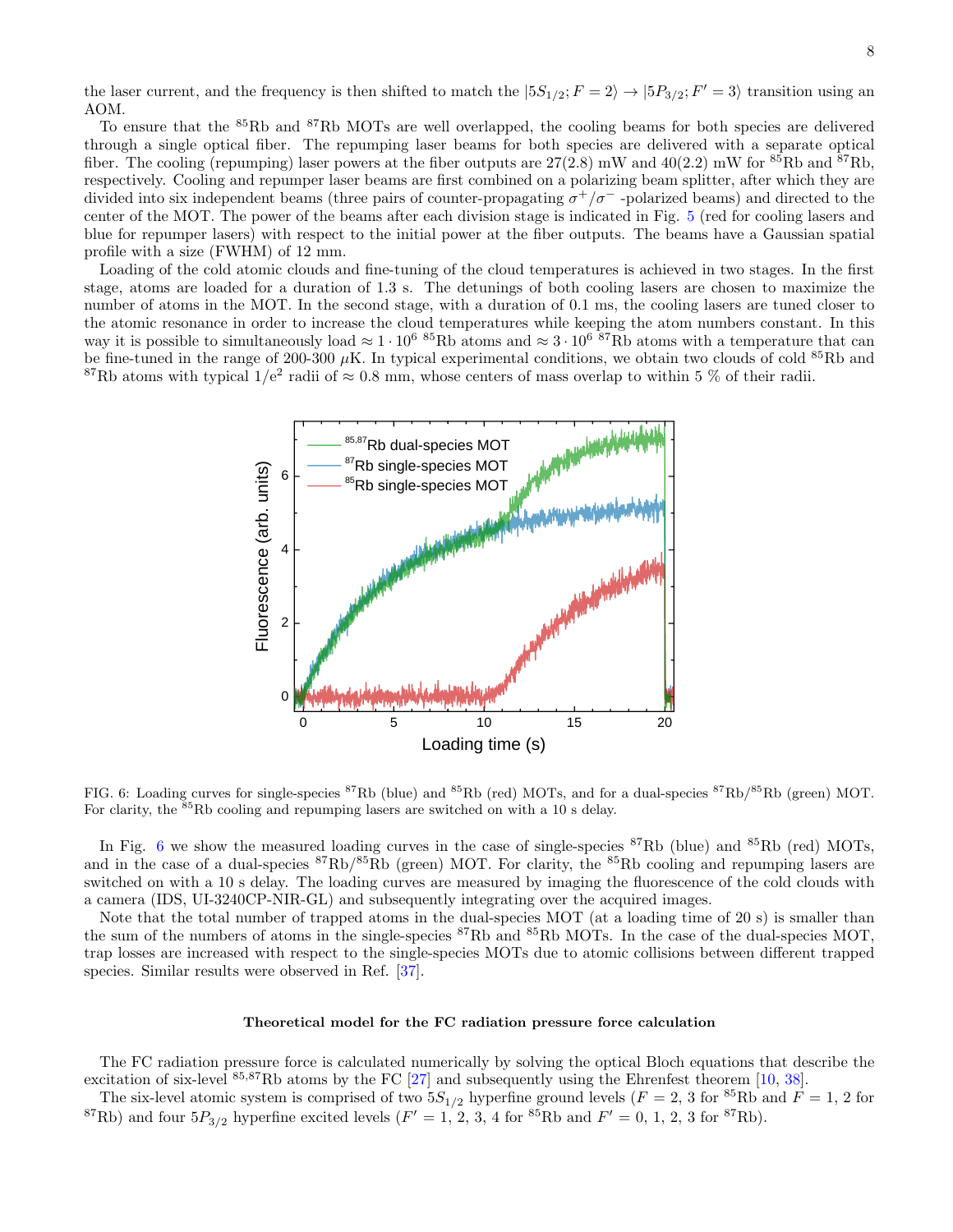the laser current, and the frequency is then shifted to match the $|5S_{1/2}; F = 2\rangle \rightarrow |5P_{3/2}; F' = 3\rangle$ transition using an AOM.

To ensure that the $^{85}$Rb and $^{87}$Rb MOTs are well overlapped, the cooling beams for both species are delivered through a single optical fiber. The repumping laser beams for both species are delivered with a separate optical fiber. The cooling (repumping) laser powers at the fiber outputs are 27(2.8) mW and 40(2.2) mW for $^{85}$Rb and $^{87}$Rb, respectively. Cooling and repumper laser beams are first combined on a polarizing beam splitter, after which they are divided into six independent beams (three pairs of counter-propagating $\sigma^+/\sigma^-$ -polarized beams) and directed to the center of the MOT. The power of the beams after each division stage is indicated in Fig. 5 (red for cooling lasers and blue for repumper lasers) with respect to the initial power at the fiber outputs. The beams have a Gaussian spatial profile with a size (FWHM) of 12 mm.

Loading of the cold atomic clouds and fine-tuning of the cloud temperatures is achieved in two stages. In the first stage, atoms are loaded for a duration of 1.3 s. The detunings of both cooling lasers are chosen to maximize the number of atoms in the MOT. In the second stage, with a duration of 0.1 ms, the cooling lasers are tuned closer to the atomic resonance in order to increase the cloud temperatures while keeping the atom numbers constant. In this way it is possible to simultaneously load $\approx 1 \cdot 10^6$ $^{85}$Rb atoms and $\approx 3 \cdot 10^6$ $^{87}$Rb atoms with a temperature that can be fine-tuned in the range of 200-300 $\mu$K. In typical experimental conditions, we obtain two clouds of cold $^{85}$Rb and $^{87}$Rb atoms with typical $1/e^2$ radii of $\approx 0.8$ mm, whose centers of mass overlap to within 5 % of their radii.

FIG. 6: Loading curves for single-species $^{87}$Rb (blue) and $^{85}$Rb (red) MOTs, and for a dual-species $^{87}$Rb/$^{85}$Rb (green) MOT. For clarity, the $^{85}$Rb cooling and repumping lasers are switched on with a 10 s delay.

In Fig. 6 we show the measured loading curves in the case of single-species $^{87}$Rb (blue) and $^{85}$Rb (red) MOTs, and in the case of a dual-species $^{87}$Rb/$^{85}$Rb (green) MOT. For clarity, the $^{85}$Rb cooling and repumping lasers are switched on with a 10 s delay. The loading curves are measured by imaging the fluorescence of the cold clouds with a camera (IDS, UI-3240CP-NIR-GL) and subsequently integrating over the acquired images.

Note that the total number of trapped atoms in the dual-species MOT (at a loading time of 20 s) is smaller than the sum of the numbers of atoms in the single-species $^{87}$Rb and $^{85}$Rb MOTs. In the case of the dual-species MOT, trap losses are increased with respect to the single-species MOTs due to atomic collisions between different trapped species. Similar results were observed in Ref. [37].

### Theoretical model for the FC radiation pressure force calculation

The FC radiation pressure force is calculated numerically by solving the optical Bloch equations that describe the excitation of six-level $^{85,87}$Rb atoms by the FC [27] and subsequently using the Ehrenfest theorem [10, 38].

The six-level atomic system is comprised of two $5S_{1/2}$ hyperfine ground levels ($F = 2, 3$ for $^{85}$Rb and $F = 1, 2$ for $^{87}$Rb) and four $5P_{3/2}$ hyperfine excited levels ($F' = 1, 2, 3, 4$ for $^{85}$Rb and $F' = 0, 1, 2, 3$ for $^{87}$Rb).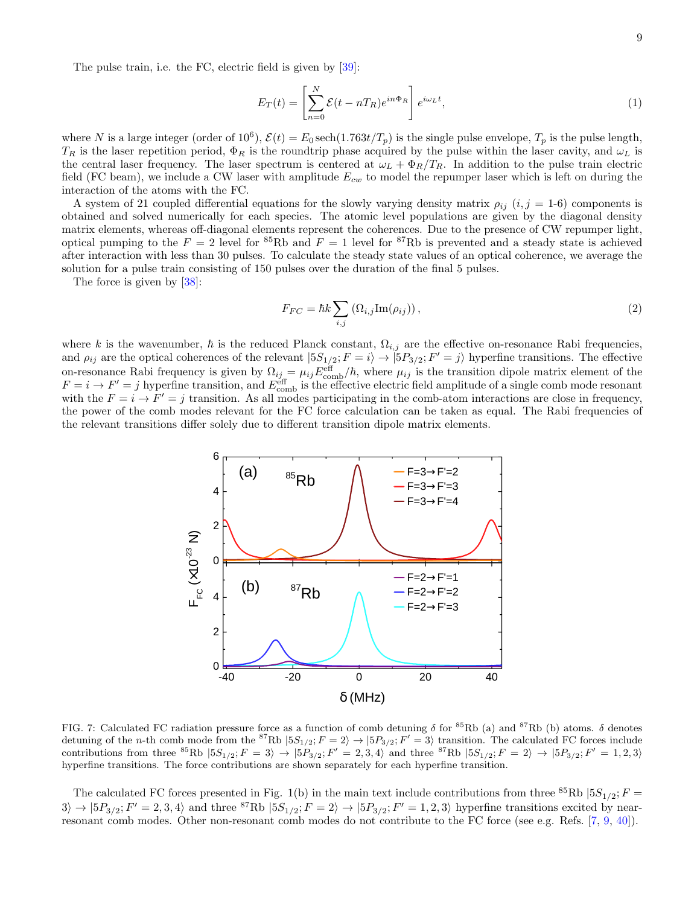The pulse train, i.e. the FC, electric field is given by [39]:

$$E_T(t) = \left[\sum_{n=0}^{N} \mathcal{E}(t - nT_R)e^{in\Phi_R}\right] e^{i\omega_L t}, \tag{1}$$

where $N$ is a large integer (order of $10^6$), $\mathcal{E}(t) = E_0 \,\mathrm{sech}(1.763t/T_p)$ is the single pulse envelope, $T_p$ is the pulse length, $T_R$ is the laser repetition period, $\Phi_R$ is the roundtrip phase acquired by the pulse within the laser cavity, and $\omega_L$ is the central laser frequency. The laser spectrum is centered at $\omega_L + \Phi_R/T_R$. In addition to the pulse train electric field (FC beam), we include a CW laser with amplitude $E_{cw}$ to model the repumper laser which is left on during the interaction of the atoms with the FC.

A system of 21 coupled differential equations for the slowly varying density matrix $\rho_{ij}$ ($i, j$ = 1-6) components is obtained and solved numerically for each species. The atomic level populations are given by the diagonal density matrix elements, whereas off-diagonal elements represent the coherences. Due to the presence of CW repumper light, optical pumping to the $F = 2$ level for $^{85}$Rb and $F = 1$ level for $^{87}$Rb is prevented and a steady state is achieved after interaction with less than 30 pulses. To calculate the steady state values of an optical coherence, we average the solution for a pulse train consisting of 150 pulses over the duration of the final 5 pulses.

The force is given by [38]:

$$F_{FC} = \hbar k \sum_{i,j} \left(\Omega_{i,j} \mathrm{Im}(\rho_{ij})\right), \tag{2}$$

where $k$ is the wavenumber, $\hbar$ is the reduced Planck constant, $\Omega_{i,j}$ are the effective on-resonance Rabi frequencies, and $\rho_{ij}$ are the optical coherences of the relevant $|5S_{1/2}; F = i\rangle \rightarrow |5P_{3/2}; F' = j\rangle$ hyperfine transitions. The effective on-resonance Rabi frequency is given by $\Omega_{ij} = \mu_{ij} E^{\mathrm{eff}}_{\mathrm{comb}}/\hbar$, where $\mu_{ij}$ is the transition dipole matrix element of the $F = i \rightarrow F' = j$ hyperfine transition, and $E^{\mathrm{eff}}_{\mathrm{comb}}$ is the effective electric field amplitude of a single comb mode resonant with the $F = i \rightarrow F' = j$ transition. As all modes participating in the comb-atom interactions are close in frequency, the power of the comb modes relevant for the FC force calculation can be taken as equal. The Rabi frequencies of the relevant transitions differ solely due to different transition dipole matrix elements.

FIG. 7: Calculated FC radiation pressure force as a function of comb detuning $\delta$ for $^{85}$Rb (a) and $^{87}$Rb (b) atoms. $\delta$ denotes detuning of the $n$-th comb mode from the $^{87}$Rb $|5S_{1/2}; F = 2\rangle \rightarrow |5P_{3/2}; F' = 3\rangle$ transition. The calculated FC forces include contributions from three $^{85}$Rb $|5S_{1/2}; F = 3\rangle \rightarrow |5P_{3/2}; F' = 2, 3, 4\rangle$ and three $^{87}$Rb $|5S_{1/2}; F = 2\rangle \rightarrow |5P_{3/2}; F' = 1, 2, 3\rangle$ hyperfine transitions. The force contributions are shown separately for each hyperfine transition.

The calculated FC forces presented in Fig. 1(b) in the main text include contributions from three $^{85}$Rb $|5S_{1/2}; F = 3\rangle \rightarrow |5P_{3/2}; F' = 2, 3, 4\rangle$ and three $^{87}$Rb $|5S_{1/2}; F = 2\rangle \rightarrow |5P_{3/2}; F' = 1, 2, 3\rangle$ hyperfine transitions excited by near-resonant comb modes. Other non-resonant comb modes do not contribute to the FC force (see e.g. Refs. [7, 9, 40]).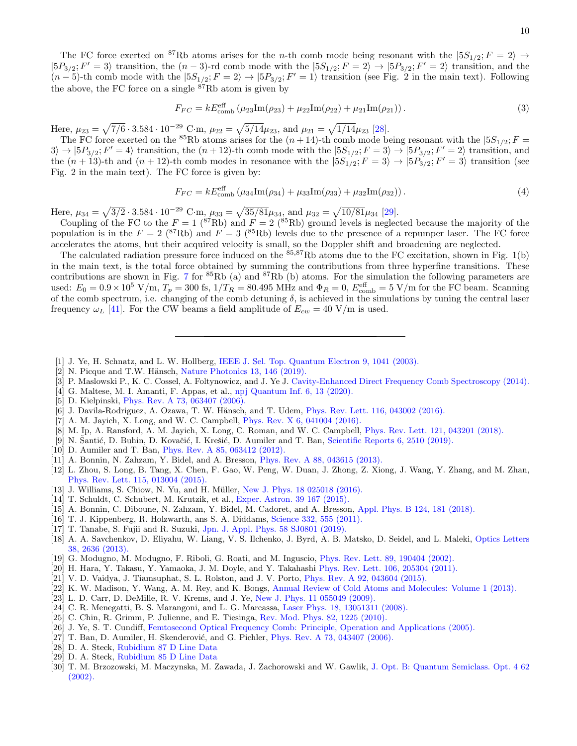The FC force exerted on $^{87}$Rb atoms arises for the $n$-th comb mode being resonant with the $|5S_{1/2}; F = 2\rangle \rightarrow |5P_{3/2}; F' = 3\rangle$ transition, the $(n-3)$-rd comb mode with the $|5S_{1/2}; F = 2\rangle \rightarrow |5P_{3/2}; F' = 2\rangle$ transition, and the $(n-5)$-th comb mode with the $|5S_{1/2}; F = 2\rangle \rightarrow |5P_{3/2}; F' = 1\rangle$ transition (see Fig. 2 in the main text). Following the above, the FC force on a single $^{87}$Rb atom is given by

$$F_{FC} = kE^{\text{eff}}_{\text{comb}} \left(\mu_{23}\text{Im}(\rho_{23}) + \mu_{22}\text{Im}(\rho_{22}) + \mu_{21}\text{Im}(\rho_{21})\right). \tag{3}$$

Here, $\mu_{23} = \sqrt{7/6} \cdot 3.584 \cdot 10^{-29}$ C·m, $\mu_{22} = \sqrt{5/14}\mu_{23}$, and $\mu_{21} = \sqrt{1/14}\mu_{23}$ [28].

The FC force exerted on the $^{85}$Rb atoms arises for the $(n+14)$-th comb mode being resonant with the $|5S_{1/2}; F = 3\rangle \rightarrow |5P_{3/2}; F' = 4\rangle$ transition, the $(n+12)$-th comb mode with the $|5S_{1/2}; F = 3\rangle \rightarrow |5P_{3/2}; F' = 2\rangle$ transition, and the $(n+13)$-th and $(n+12)$-th comb modes in resonance with the $|5S_{1/2}; F = 3\rangle \rightarrow |5P_{3/2}; F' = 3\rangle$ transition (see Fig. 2 in the main text). The FC force is given by:

$$F_{FC} = kE^{\text{eff}}_{\text{comb}} \left(\mu_{34}\text{Im}(\rho_{34}) + \mu_{33}\text{Im}(\rho_{33}) + \mu_{32}\text{Im}(\rho_{32})\right). \tag{4}$$

Here, $\mu_{34} = \sqrt{3/2} \cdot 3.584 \cdot 10^{-29}$ C·m, $\mu_{33} = \sqrt{35/81}\mu_{34}$, and $\mu_{32} = \sqrt{10/81}\mu_{34}$ [29].

Coupling of the FC to the $F = 1$ ($^{87}$Rb) and $F = 2$ ($^{85}$Rb) ground levels is neglected because the majority of the population is in the $F = 2$ ($^{87}$Rb) and $F = 3$ ($^{85}$Rb) levels due to the presence of a repumper laser. The FC force accelerates the atoms, but their acquired velocity is small, so the Doppler shift and broadening are neglected.

The calculated radiation pressure force induced on the $^{85,87}$Rb atoms due to the FC excitation, shown in Fig. 1(b) in the main text, is the total force obtained by summing the contributions from three hyperfine transitions. These contributions are shown in Fig. 7 for $^{85}$Rb (a) and $^{87}$Rb (b) atoms. For the simulation the following parameters are used: $E_0 = 0.9 \times 10^5$ V/m, $T_p = 300$ fs, $1/T_R = 80.495$ MHz and $\Phi_R = 0$, $E^{\text{eff}}_{\text{comb}} = 5$ V/m for the FC beam. Scanning of the comb spectrum, i.e. changing of the comb detuning $\delta$, is achieved in the simulations by tuning the central laser frequency $\omega_L$ [41]. For the CW beams a field amplitude of $E_{cw} = 40$ V/m is used.

---

[1] J. Ye, H. Schnatz, and L. W. Hollberg, IEEE J. Sel. Top. Quantum Electron 9, 1041 (2003).
[2] N. Picque and T.W. Hänsch, Nature Photonics 13, 146 (2019).
[3] P. Maslowski P., K. C. Cossel, A. Foltynowicz, and J. Ye J. Cavity-Enhanced Direct Frequency Comb Spectroscopy (2014).
[4] G. Maltese, M. I. Amanti, F. Appas, et al., npj Quantum Inf. 6, 13 (2020).
[5] D. Kielpinski, Phys. Rev. A 73, 063407 (2006).
[6] J. Davila-Rodriguez, A. Ozawa, T. W. Hänsch, and T. Udem, Phys. Rev. Lett. 116, 043002 (2016).
[7] A. M. Jayich, X. Long, and W. C. Campbell, Phys. Rev. X 6, 041004 (2016).
[8] M. Ip, A. Ransford, A. M. Jayich, X. Long, C. Roman, and W. C. Campbell, Phys. Rev. Lett. 121, 043201 (2018).
[9] N. Šantić, D. Buhin, D. Kovačić, I. Krešić, D. Aumiler and T. Ban, Scientific Reports 6, 2510 (2019).
[10] D. Aumiler and T. Ban, Phys. Rev. A 85, 063412 (2012).
[11] A. Bonnin, N. Zahzam, Y. Bidel, and A. Bresson, Phys. Rev. A 88, 043615 (2013).
[12] L. Zhou, S. Long, B. Tang, X. Chen, F. Gao, W. Peng, W. Duan, J. Zhong, Z. Xiong, J. Wang, Y. Zhang, and M. Zhan, Phys. Rev. Lett. 115, 013004 (2015).
[13] J. Williams, S. Chiow, N. Yu, and H. Müller, New J. Phys. 18 025018 (2016).
[14] T. Schuldt, C. Schubert, M. Krutzik, et al., Exper. Astron. 39 167 (2015).
[15] A. Bonnin, C. Diboune, N. Zahzam, Y. Bidel, M. Cadoret, and A. Bresson, Appl. Phys. B 124, 181 (2018).
[16] T. J. Kippenberg, R. Holzwarth, ans S. A. Diddams, Science 332, 555 (2011).
[17] T. Tanabe, S. Fujii and R. Suzuki, Jpn. J. Appl. Phys. 58 SJ0801 (2019).
[18] A. A. Savchenkov, D. Eliyahu, W. Liang, V. S. Ilchenko, J. Byrd, A. B. Matsko, D. Seidel, and L. Maleki, Optics Letters 38, 2636 (2013).
[19] G. Modugno, M. Modugno, F. Riboli, G. Roati, and M. Inguscio, Phys. Rev. Lett. 89, 190404 (2002).
[20] H. Hara, Y. Takasu, Y. Yamaoka, J. M. Doyle, and Y. Takahashi Phys. Rev. Lett. 106, 205304 (2011).
[21] V. D. Vaidya, J. Tiamsuphat, S. L. Rolston, and J. V. Porto, Phys. Rev. A 92, 043604 (2015).
[22] K. W. Madison, Y. Wang, A. M. Rey, and K. Bongs, Annual Review of Cold Atoms and Molecules: Volume 1 (2013).
[23] L. D. Carr, D. DeMille, R. V. Krems, and J. Ye, New J. Phys. 11 055049 (2009).
[24] C. R. Menegatti, B. S. Marangoni, and L. G. Marcassa, Laser Phys. 18, 13051311 (2008).
[25] C. Chin, R. Grimm, P. Julienne, and E. Tiesinga, Rev. Mod. Phys. 82, 1225 (2010).
[26] J. Ye, S. T. Cundiff, Femtosecond Optical Frequency Comb: Principle, Operation and Applications (2005).
[27] T. Ban, D. Aumiler, H. Skenderović, and G. Pichler, Phys. Rev. A 73, 043407 (2006).
[28] D. A. Steck, Rubidium 87 D Line Data
[29] D. A. Steck, Rubidium 85 D Line Data
[30] T. M. Brzozowski, M. Maczynska, M. Zawada, J. Zachorowski and W. Gawlik, J. Opt. B: Quantum Semiclass. Opt. 4 62 (2002).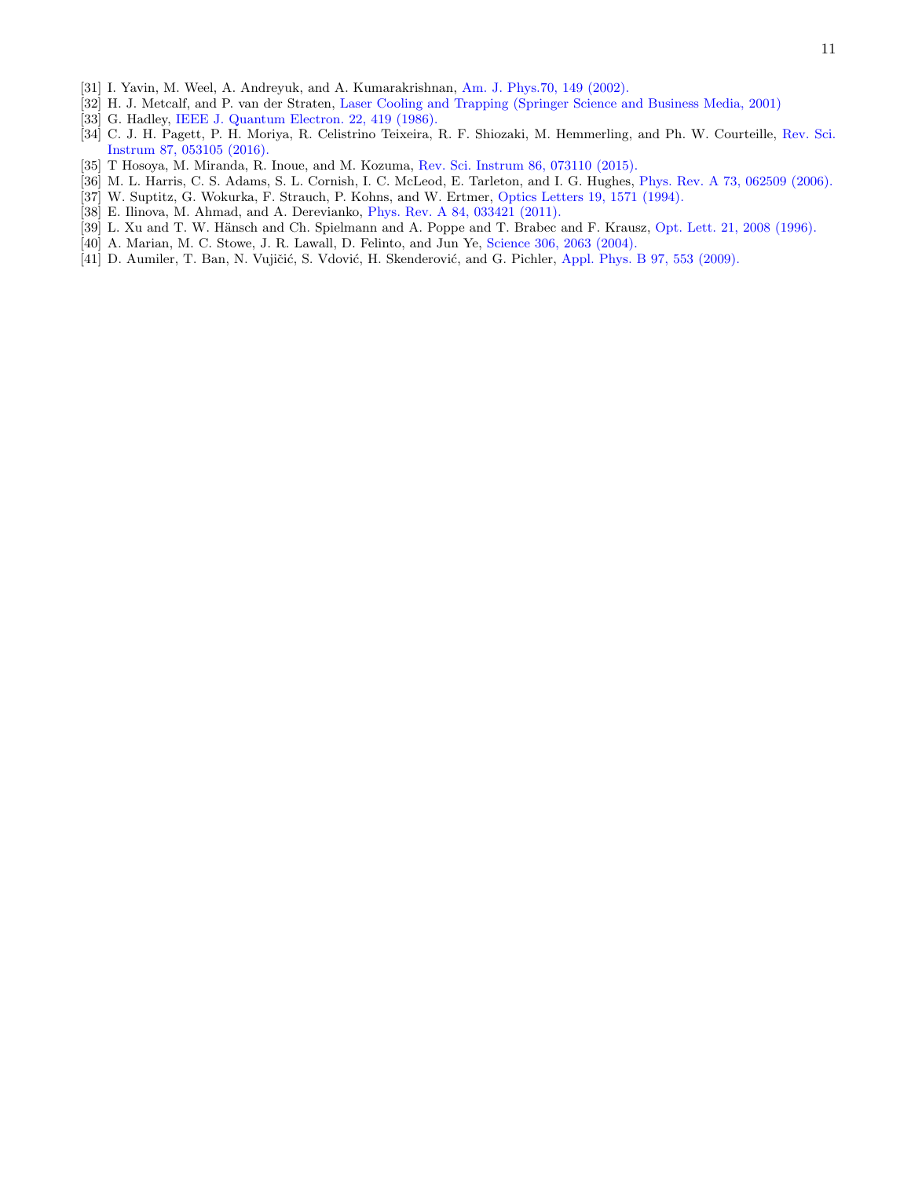[31] I. Yavin, M. Weel, A. Andreyuk, and A. Kumarakrishnan, Am. J. Phys.70, 149 (2002).
[32] H. J. Metcalf, and P. van der Straten, Laser Cooling and Trapping (Springer Science and Business Media, 2001)
[33] G. Hadley, IEEE J. Quantum Electron. 22, 419 (1986).
[34] C. J. H. Pagett, P. H. Moriya, R. Celistrino Teixeira, R. F. Shiozaki, M. Hemmerling, and Ph. W. Courteille, Rev. Sci. Instrum 87, 053105 (2016).
[35] T Hosoya, M. Miranda, R. Inoue, and M. Kozuma, Rev. Sci. Instrum 86, 073110 (2015).
[36] M. L. Harris, C. S. Adams, S. L. Cornish, I. C. McLeod, E. Tarleton, and I. G. Hughes, Phys. Rev. A 73, 062509 (2006).
[37] W. Suptitz, G. Wokurka, F. Strauch, P. Kohns, and W. Ertmer, Optics Letters 19, 1571 (1994).
[38] E. Ilinova, M. Ahmad, and A. Derevianko, Phys. Rev. A 84, 033421 (2011).
[39] L. Xu and T. W. Hänsch and Ch. Spielmann and A. Poppe and T. Brabec and F. Krausz, Opt. Lett. 21, 2008 (1996).
[40] A. Marian, M. C. Stowe, J. R. Lawall, D. Felinto, and Jun Ye, Science 306, 2063 (2004).
[41] D. Aumiler, T. Ban, N. Vujičić, S. Vdović, H. Skenderović, and G. Pichler, Appl. Phys. B 97, 553 (2009).